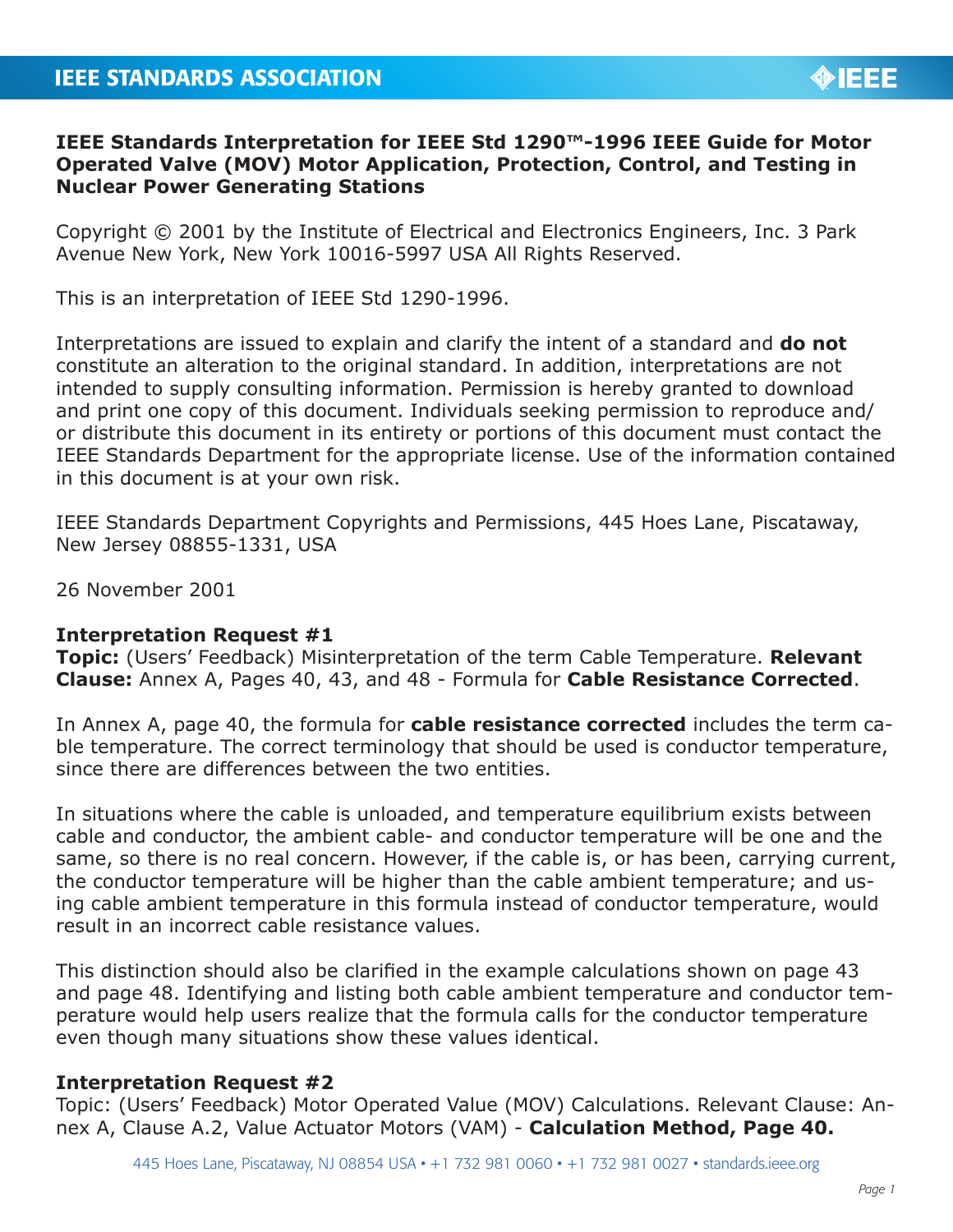**IEEE Standards Interpretation for IEEE Std 1290™-1996 IEEE Guide for Motor Operated Valve (MOV) Motor Application, Protection, Control, and Testing in Nuclear Power Generating Stations**

Copyright © 2001 by the Institute of Electrical and Electronics Engineers, Inc. 3 Park Avenue New York, New York 10016-5997 USA All Rights Reserved.

This is an interpretation of IEEE Std 1290-1996.

Interpretations are issued to explain and clarify the intent of a standard and **do not** constitute an alteration to the original standard. In addition, interpretations are not intended to supply consulting information. Permission is hereby granted to download and print one copy of this document. Individuals seeking permission to reproduce and/or distribute this document in its entirety or portions of this document must contact the IEEE Standards Department for the appropriate license. Use of the information contained in this document is at your own risk.

IEEE Standards Department Copyrights and Permissions, 445 Hoes Lane, Piscataway, New Jersey 08855-1331, USA

26 November 2001

**Interpretation Request #1**
**Topic:** (Users' Feedback) Misinterpretation of the term Cable Temperature. **Relevant Clause:** Annex A, Pages 40, 43, and 48 - Formula for **Cable Resistance Corrected**.

In Annex A, page 40, the formula for **cable resistance corrected** includes the term cable temperature. The correct terminology that should be used is conductor temperature, since there are differences between the two entities.

In situations where the cable is unloaded, and temperature equilibrium exists between cable and conductor, the ambient cable- and conductor temperature will be one and the same, so there is no real concern. However, if the cable is, or has been, carrying current, the conductor temperature will be higher than the cable ambient temperature; and using cable ambient temperature in this formula instead of conductor temperature, would result in an incorrect cable resistance values.

This distinction should also be clarified in the example calculations shown on page 43 and page 48. Identifying and listing both cable ambient temperature and conductor temperature would help users realize that the formula calls for the conductor temperature even though many situations show these values identical.

**Interpretation Request #2**
Topic: (Users' Feedback) Motor Operated Value (MOV) Calculations. Relevant Clause: Annex A, Clause A.2, Value Actuator Motors (VAM) - **Calculation Method, Page 40.**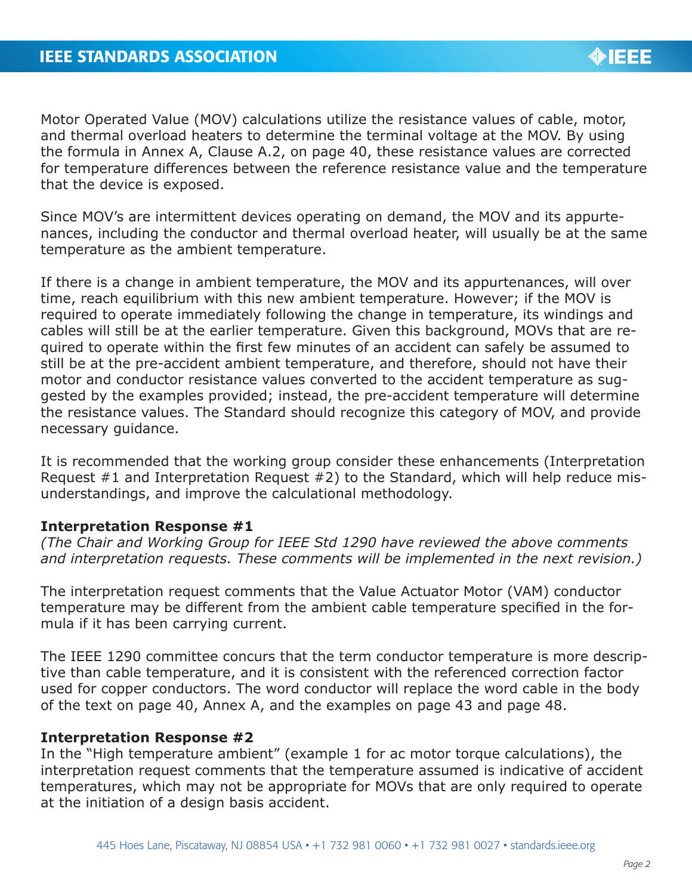Motor Operated Value (MOV) calculations utilize the resistance values of cable, motor, and thermal overload heaters to determine the terminal voltage at the MOV. By using the formula in Annex A, Clause A.2, on page 40, these resistance values are corrected for temperature differences between the reference resistance value and the temperature that the device is exposed.

Since MOV's are intermittent devices operating on demand, the MOV and its appurtenances, including the conductor and thermal overload heater, will usually be at the same temperature as the ambient temperature.

If there is a change in ambient temperature, the MOV and its appurtenances, will over time, reach equilibrium with this new ambient temperature. However; if the MOV is required to operate immediately following the change in temperature, its windings and cables will still be at the earlier temperature. Given this background, MOVs that are required to operate within the first few minutes of an accident can safely be assumed to still be at the pre-accident ambient temperature, and therefore, should not have their motor and conductor resistance values converted to the accident temperature as suggested by the examples provided; instead, the pre-accident temperature will determine the resistance values. The Standard should recognize this category of MOV, and provide necessary guidance.

It is recommended that the working group consider these enhancements (Interpretation Request #1 and Interpretation Request #2) to the Standard, which will help reduce misunderstandings, and improve the calculational methodology.

**Interpretation Response #1**
*(The Chair and Working Group for IEEE Std 1290 have reviewed the above comments and interpretation requests. These comments will be implemented in the next revision.)*

The interpretation request comments that the Value Actuator Motor (VAM) conductor temperature may be different from the ambient cable temperature specified in the formula if it has been carrying current.

The IEEE 1290 committee concurs that the term conductor temperature is more descriptive than cable temperature, and it is consistent with the referenced correction factor used for copper conductors. The word conductor will replace the word cable in the body of the text on page 40, Annex A, and the examples on page 43 and page 48.

**Interpretation Response #2**
In the "High temperature ambient" (example 1 for ac motor torque calculations), the interpretation request comments that the temperature assumed is indicative of accident temperatures, which may not be appropriate for MOVs that are only required to operate at the initiation of a design basis accident.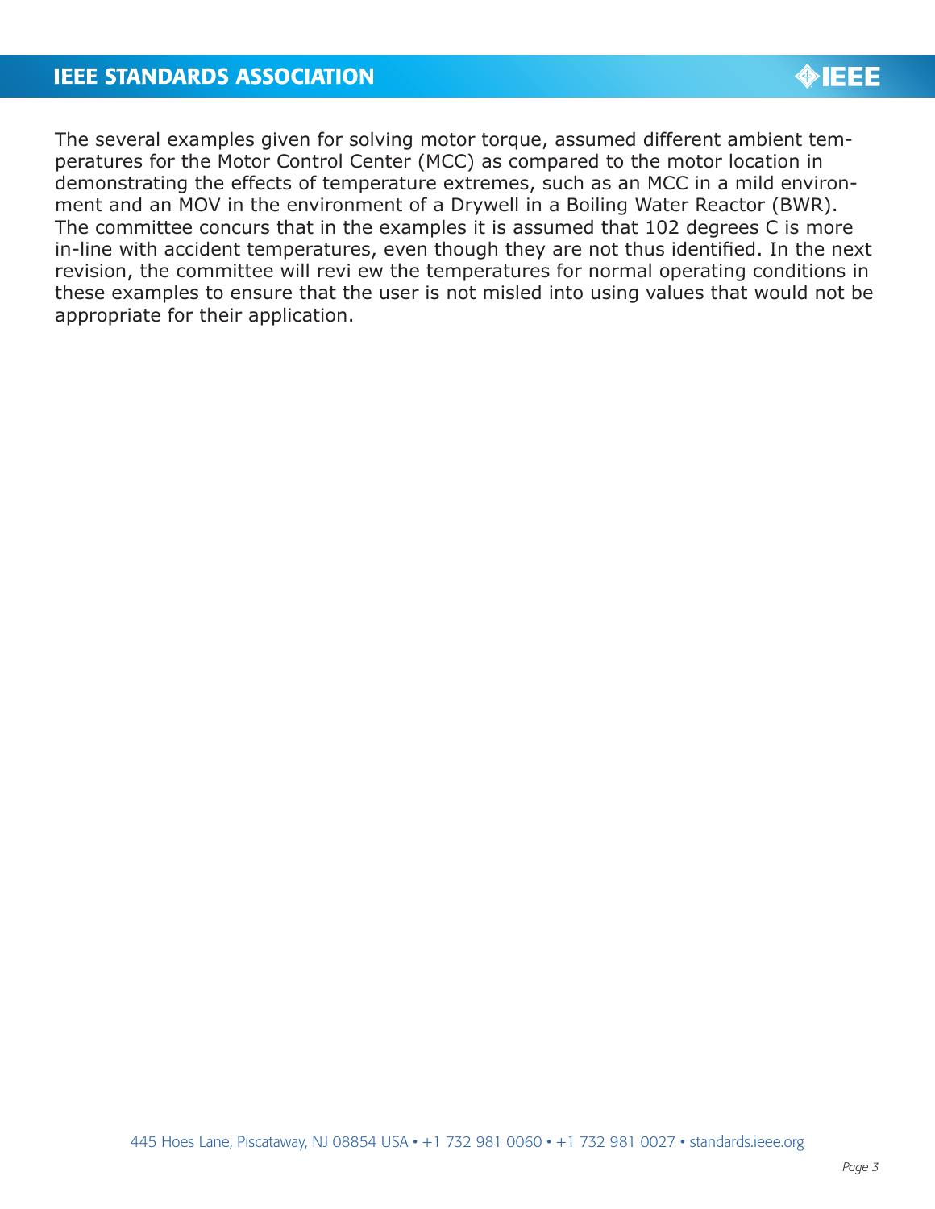The several examples given for solving motor torque, assumed different ambient temperatures for the Motor Control Center (MCC) as compared to the motor location in demonstrating the effects of temperature extremes, such as an MCC in a mild environment and an MOV in the environment of a Drywell in a Boiling Water Reactor (BWR). The committee concurs that in the examples it is assumed that 102 degrees C is more in-line with accident temperatures, even though they are not thus identified. In the next revision, the committee will revi ew the temperatures for normal operating conditions in these examples to ensure that the user is not misled into using values that would not be appropriate for their application.